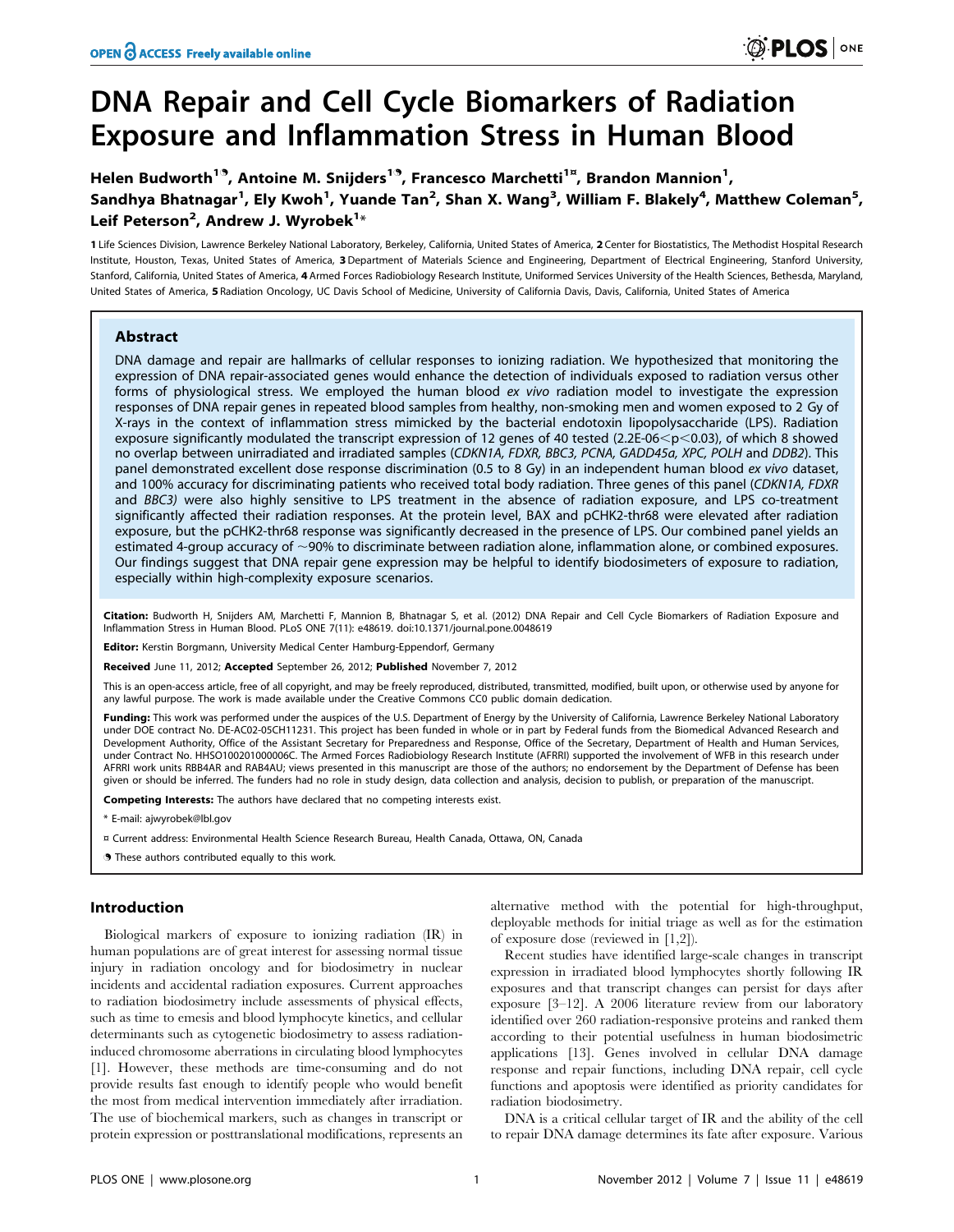# DNA Repair and Cell Cycle Biomarkers of Radiation Exposure and Inflammation Stress in Human Blood

**Helen Budworth[1,9], Antoine M. Snijders[1,9], Francesco Marchetti[1¤], Brandon Mannion[1], Sandhya Bhatnagar[1], Ely Kwoh[1], Yuande Tan[2], Shan X. Wang[3], William F. Blakely[4], Matthew Coleman[5], Leif Peterson[2], Andrew J. Wyrobek[1]***

**1** Life Sciences Division, Lawrence Berkeley National Laboratory, Berkeley, California, United States of America, **2** Center for Biostatistics, The Methodist Hospital Research Institute, Houston, Texas, United States of America, **3** Department of Materials Science and Engineering, Department of Electrical Engineering, Stanford University, Stanford, California, United States of America, **4** Armed Forces Radiobiology Research Institute, Uniformed Services University of the Health Sciences, Bethesda, Maryland, United States of America, **5** Radiation Oncology, UC Davis School of Medicine, University of California Davis, Davis, California, United States of America

## Abstract

DNA damage and repair are hallmarks of cellular responses to ionizing radiation. We hypothesized that monitoring the expression of DNA repair-associated genes would enhance the detection of individuals exposed to radiation versus other forms of physiological stress. We employed the human blood *ex vivo* radiation model to investigate the expression responses of DNA repair genes in repeated blood samples from healthy, non-smoking men and women exposed to 2 Gy of X-rays in the context of inflammation stress mimicked by the bacterial endotoxin lipopolysaccharide (LPS). Radiation exposure significantly modulated the transcript expression of 12 genes of 40 tested ($2.2E\text{-}06<p<0.03$), of which 8 showed no overlap between unirradiated and irradiated samples (*CDKN1A, FDXR, BBC3, PCNA, GADD45a, XPC, POLH* and *DDB2*). This panel demonstrated excellent dose response discrimination (0.5 to 8 Gy) in an independent human blood *ex vivo* dataset, and 100% accuracy for discriminating patients who received total body radiation. Three genes of this panel (*CDKN1A, FDXR* and *BBC3)* were also highly sensitive to LPS treatment in the absence of radiation exposure, and LPS co-treatment significantly affected their radiation responses. At the protein level, BAX and pCHK2-thr68 were elevated after radiation exposure, but the pCHK2-thr68 response was significantly decreased in the presence of LPS. Our combined panel yields an estimated 4-group accuracy of ~90% to discriminate between radiation alone, inflammation alone, or combined exposures. Our findings suggest that DNA repair gene expression may be helpful to identify biodosimeters of exposure to radiation, especially within high-complexity exposure scenarios.

**Citation:** Budworth H, Snijders AM, Marchetti F, Mannion B, Bhatnagar S, et al. (2012) DNA Repair and Cell Cycle Biomarkers of Radiation Exposure and Inflammation Stress in Human Blood. PLoS ONE 7(11): e48619. doi:10.1371/journal.pone.0048619

**Editor:** Kerstin Borgmann, University Medical Center Hamburg-Eppendorf, Germany

**Received** June 11, 2012; **Accepted** September 26, 2012; **Published** November 7, 2012

This is an open-access article, free of all copyright, and may be freely reproduced, distributed, transmitted, modified, built upon, or otherwise used by anyone for any lawful purpose. The work is made available under the Creative Commons CC0 public domain dedication.

**Funding:** This work was performed under the auspices of the U.S. Department of Energy by the University of California, Lawrence Berkeley National Laboratory under DOE contract No. DE-AC02-05CH11231. This project has been funded in whole or in part by Federal funds from the Biomedical Advanced Research and Development Authority, Office of the Assistant Secretary for Preparedness and Response, Office of the Secretary, Department of Health and Human Services, under Contract No. HHSO100201000006C. The Armed Forces Radiobiology Research Institute (AFRRI) supported the involvement of WFB in this research under AFRRI work units RBB4AR and RAB4AU; views presented in this manuscript are those of the authors; no endorsement by the Department of Defense has been given or should be inferred. The funders had no role in study design, data collection and analysis, decision to publish, or preparation of the manuscript.

**Competing Interests:** The authors have declared that no competing interests exist.

* E-mail: ajwyrobek@lbl.gov

¤ Current address: Environmental Health Science Research Bureau, Health Canada, Ottawa, ON, Canada

9 These authors contributed equally to this work.

## Introduction

Biological markers of exposure to ionizing radiation (IR) in human populations are of great interest for assessing normal tissue injury in radiation oncology and for biodosimetry in nuclear incidents and accidental radiation exposures. Current approaches to radiation biodosimetry include assessments of physical effects, such as time to emesis and blood lymphocyte kinetics, and cellular determinants such as cytogenetic biodosimetry to assess radiation-induced chromosome aberrations in circulating blood lymphocytes [1]. However, these methods are time-consuming and do not provide results fast enough to identify people who would benefit the most from medical intervention immediately after irradiation. The use of biochemical markers, such as changes in transcript or protein expression or posttranslational modifications, represents an alternative method with the potential for high-throughput, deployable methods for initial triage as well as for the estimation of exposure dose (reviewed in [1,2]).

Recent studies have identified large-scale changes in transcript expression in irradiated blood lymphocytes shortly following IR exposures and that transcript changes can persist for days after exposure [3–12]. A 2006 literature review from our laboratory identified over 260 radiation-responsive proteins and ranked them according to their potential usefulness in human biodosimetric applications [13]. Genes involved in cellular DNA damage response and repair functions, including DNA repair, cell cycle functions and apoptosis were identified as priority candidates for radiation biodosimetry.

DNA is a critical cellular target of IR and the ability of the cell to repair DNA damage determines its fate after exposure. Various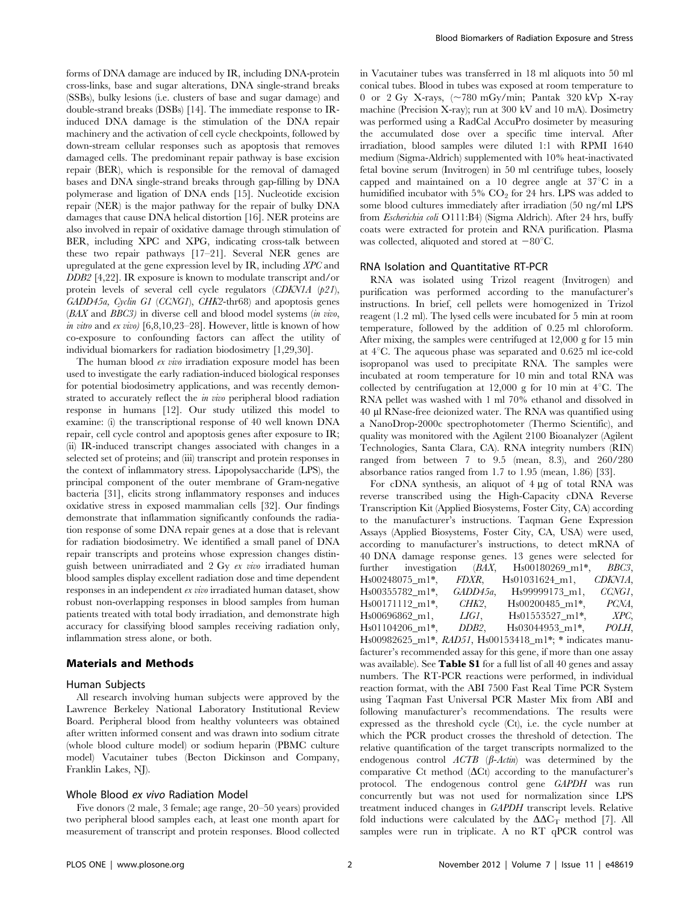forms of DNA damage are induced by IR, including DNA-protein cross-links, base and sugar alterations, DNA single-strand breaks (SSBs), bulky lesions (i.e. clusters of base and sugar damage) and double-strand breaks (DSBs) [14]. The immediate response to IR-induced DNA damage is the stimulation of the DNA repair machinery and the activation of cell cycle checkpoints, followed by down-stream cellular responses such as apoptosis that removes damaged cells. The predominant repair pathway is base excision repair (BER), which is responsible for the removal of damaged bases and DNA single-strand breaks through gap-filling by DNA polymerase and ligation of DNA ends [15]. Nucleotide excision repair (NER) is the major pathway for the repair of bulky DNA damages that cause DNA helical distortion [16]. NER proteins are also involved in repair of oxidative damage through stimulation of BER, including XPC and XPG, indicating cross-talk between these two repair pathways [17–21]. Several NER genes are upregulated at the gene expression level by IR, including *XPC* and *DDB2* [4,22]. IR exposure is known to modulate transcript and/or protein levels of several cell cycle regulators (*CDKN1A* (*p21*), *GADD45a*, *Cyclin G1* (*CCNG1*), *CHK2*-thr68) and apoptosis genes (*BAX* and *BBC3*) in diverse cell and blood model systems (*in vivo*, *in vitro* and *ex vivo*) [6,8,10,23–28]. However, little is known of how co-exposure to confounding factors can affect the utility of individual biomarkers for radiation biodosimetry [1,29,30].

The human blood *ex vivo* irradiation exposure model has been used to investigate the early radiation-induced biological responses for potential biodosimetry applications, and was recently demonstrated to accurately reflect the *in vivo* peripheral blood radiation response in humans [12]. Our study utilized this model to examine: (i) the transcriptional response of 40 well known DNA repair, cell cycle control and apoptosis genes after exposure to IR; (ii) IR-induced transcript changes associated with changes in a selected set of proteins; and (iii) transcript and protein responses in the context of inflammatory stress. Lipopolysaccharide (LPS), the principal component of the outer membrane of Gram-negative bacteria [31], elicits strong inflammatory responses and induces oxidative stress in exposed mammalian cells [32]. Our findings demonstrate that inflammation significantly confounds the radiation response of some DNA repair genes at a dose that is relevant for radiation biodosimetry. We identified a small panel of DNA repair transcripts and proteins whose expression changes distinguish between unirradiated and 2 Gy *ex vivo* irradiated human blood samples display excellent radiation dose and time dependent responses in an independent *ex vivo* irradiated human dataset, show robust non-overlapping responses in blood samples from human patients treated with total body irradiation, and demonstrate high accuracy for classifying blood samples receiving radiation only, inflammation stress alone, or both.

## Materials and Methods

### Human Subjects

All research involving human subjects were approved by the Lawrence Berkeley National Laboratory Institutional Review Board. Peripheral blood from healthy volunteers was obtained after written informed consent and was drawn into sodium citrate (whole blood culture model) or sodium heparin (PBMC culture model) Vacutainer tubes (Becton Dickinson and Company, Franklin Lakes, NJ).

### Whole Blood *ex vivo* Radiation Model

Five donors (2 male, 3 female; age range, 20–50 years) provided two peripheral blood samples each, at least one month apart for measurement of transcript and protein responses. Blood collected in Vacutainer tubes was transferred in 18 ml aliquots into 50 ml conical tubes. Blood in tubes was exposed at room temperature to 0 or 2 Gy X-rays, (~780 mGy/min; Pantak 320 kVp X-ray machine (Precision X-ray); run at 300 kV and 10 mA). Dosimetry was performed using a RadCal AccuPro dosimeter by measuring the accumulated dose over a specific time interval. After irradiation, blood samples were diluted 1:1 with RPMI 1640 medium (Sigma-Aldrich) supplemented with 10% heat-inactivated fetal bovine serum (Invitrogen) in 50 ml centrifuge tubes, loosely capped and maintained on a 10 degree angle at 37°C in a humidified incubator with 5% $CO_2$ for 24 hrs. LPS was added to some blood cultures immediately after irradiation (50 ng/ml LPS from *Escherichia coli* O111:B4) (Sigma Aldrich). After 24 hrs, buffy coats were extracted for protein and RNA purification. Plasma was collected, aliquoted and stored at −80°C.

### RNA Isolation and Quantitative RT-PCR

RNA was isolated using Trizol reagent (Invitrogen) and purification was performed according to the manufacturer's instructions. In brief, cell pellets were homogenized in Trizol reagent (1.2 ml). The lysed cells were incubated for 5 min at room temperature, followed by the addition of 0.25 ml chloroform. After mixing, the samples were centrifuged at 12,000 g for 15 min at 4°C. The aqueous phase was separated and 0.625 ml ice-cold isopropanol was used to precipitate RNA. The samples were incubated at room temperature for 10 min and total RNA was collected by centrifugation at 12,000 g for 10 min at 4°C. The RNA pellet was washed with 1 ml 70% ethanol and dissolved in 40 µl RNase-free deionized water. The RNA was quantified using a NanoDrop-2000c spectrophotometer (Thermo Scientific), and quality was monitored with the Agilent 2100 Bioanalyzer (Agilent Technologies, Santa Clara, CA). RNA integrity numbers (RIN) ranged from between 7 to 9.5 (mean, 8.3), and 260/280 absorbance ratios ranged from 1.7 to 1.95 (mean, 1.86) [33].

For cDNA synthesis, an aliquot of 4 µg of total RNA was reverse transcribed using the High-Capacity cDNA Reverse Transcription Kit (Applied Biosystems, Foster City, CA) according to the manufacturer's instructions. Taqman Gene Expression Assays (Applied Biosystems, Foster City, CA, USA) were used, according to manufacturer's instructions, to detect mRNA of 40 DNA damage response genes. 13 genes were selected for further investigation (*BAX*, Hs00180269_m1*, *BBC3*, Hs00248075_m1*, *FDXR*, Hs01031624_m1, *CDKN1A*, Hs00355782_m1*, *GADD45a*, Hs99999173_m1, *CCNG1*, Hs00171112_m1*, *CHK2*, Hs00200485_m1*, *PCNA*, Hs00696862_m1, *LIG1*, Hs01553527_m1*, *XPC*, Hs01104206_m1*, *DDB2*, Hs03044953_m1*, *POLH*, Hs00982625_m1*, *RAD51*, Hs00153418_m1*; * indicates manufacturer's recommended assay for this gene, if more than one assay was available). See **Table S1** for a full list of all 40 genes and assay numbers. The RT-PCR reactions were performed, in individual reaction format, with the ABI 7500 Fast Real Time PCR System using Taqman Fast Universal PCR Master Mix from ABI and following manufacturer's recommendations. The results were expressed as the threshold cycle (Ct), i.e. the cycle number at which the PCR product crosses the threshold of detection. The relative quantification of the target transcripts normalized to the endogenous control *ACTB* (*β-Actin*) was determined by the comparative Ct method (ΔCt) according to the manufacturer's protocol. The endogenous control gene *GAPDH* was run concurrently but was not used for normalization since LPS treatment induced changes in *GAPDH* transcript levels. Relative fold inductions were calculated by the $\Delta\Delta C_T$ method [7]. All samples were run in triplicate. A no RT qPCR control was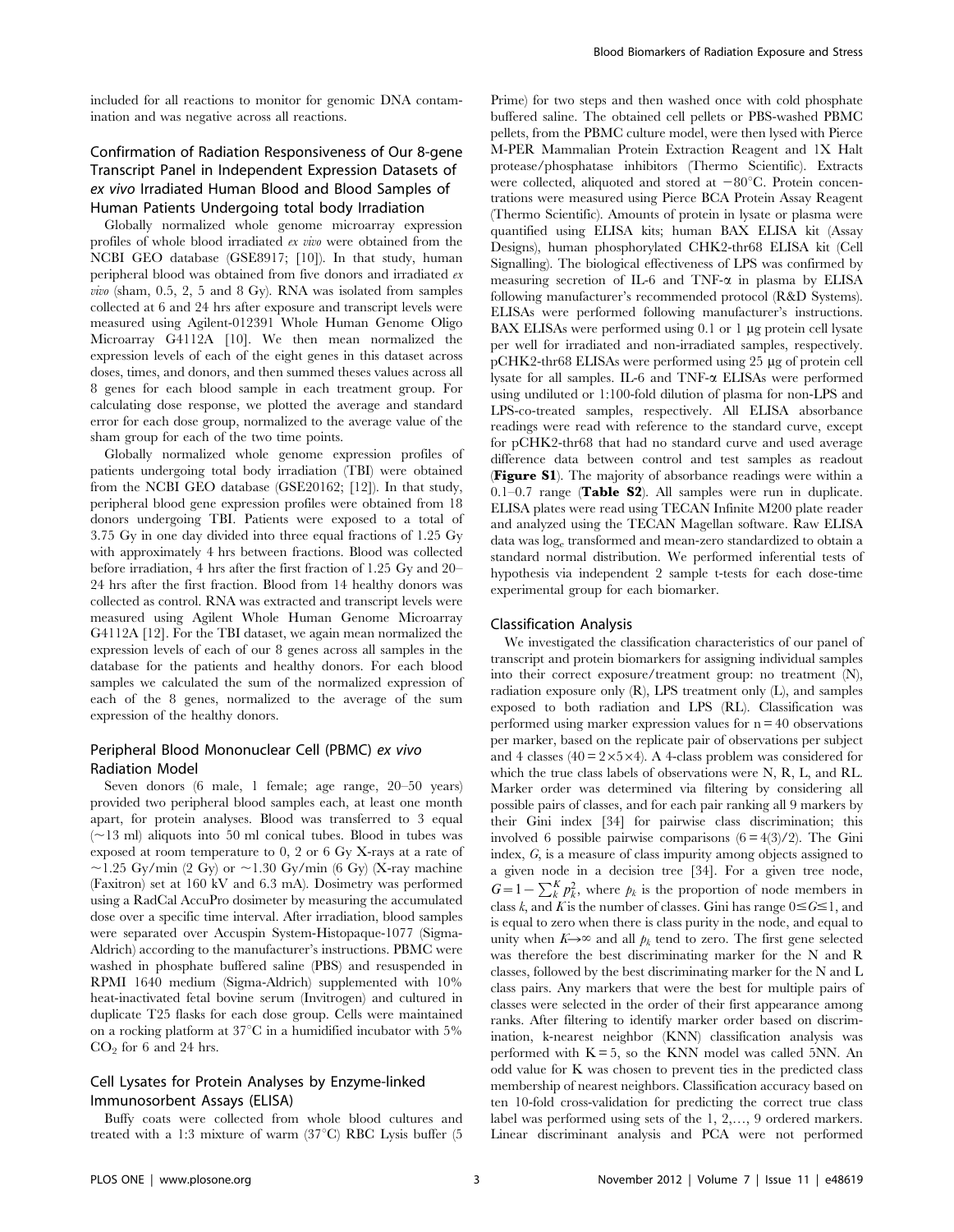included for all reactions to monitor for genomic DNA contamination and was negative across all reactions.

## Confirmation of Radiation Responsiveness of Our 8-gene Transcript Panel in Independent Expression Datasets of *ex vivo* Irradiated Human Blood and Blood Samples of Human Patients Undergoing total body Irradiation

Globally normalized whole genome microarray expression profiles of whole blood irradiated *ex vivo* were obtained from the NCBI GEO database (GSE8917; [10]). In that study, human peripheral blood was obtained from five donors and irradiated *ex vivo* (sham, 0.5, 2, 5 and 8 Gy). RNA was isolated from samples collected at 6 and 24 hrs after exposure and transcript levels were measured using Agilent-012391 Whole Human Genome Oligo Microarray G4112A [10]. We then mean normalized the expression levels of each of the eight genes in this dataset across doses, times, and donors, and then summed theses values across all 8 genes for each blood sample in each treatment group. For calculating dose response, we plotted the average and standard error for each dose group, normalized to the average value of the sham group for each of the two time points.

Globally normalized whole genome expression profiles of patients undergoing total body irradiation (TBI) were obtained from the NCBI GEO database (GSE20162; [12]). In that study, peripheral blood gene expression profiles were obtained from 18 donors undergoing TBI. Patients were exposed to a total of 3.75 Gy in one day divided into three equal fractions of 1.25 Gy with approximately 4 hrs between fractions. Blood was collected before irradiation, 4 hrs after the first fraction of 1.25 Gy and 20–24 hrs after the first fraction. Blood from 14 healthy donors was collected as control. RNA was extracted and transcript levels were measured using Agilent Whole Human Genome Microarray G4112A [12]. For the TBI dataset, we again mean normalized the expression levels of each of our 8 genes across all samples in the database for the patients and healthy donors. For each blood samples we calculated the sum of the normalized expression of each of the 8 genes, normalized to the average of the sum expression of the healthy donors.

## Peripheral Blood Mononuclear Cell (PBMC) *ex vivo* Radiation Model

Seven donors (6 male, 1 female; age range, 20–50 years) provided two peripheral blood samples each, at least one month apart, for protein analyses. Blood was transferred to 3 equal (~13 ml) aliquots into 50 ml conical tubes. Blood in tubes was exposed at room temperature to 0, 2 or 6 Gy X-rays at a rate of ~1.25 Gy/min (2 Gy) or ~1.30 Gy/min (6 Gy) (X-ray machine (Faxitron) set at 160 kV and 6.3 mA). Dosimetry was performed using a RadCal AccuPro dosimeter by measuring the accumulated dose over a specific time interval. After irradiation, blood samples were separated over Accuspin System-Histopaque-1077 (Sigma-Aldrich) according to the manufacturer's instructions. PBMC were washed in phosphate buffered saline (PBS) and resuspended in RPMI 1640 medium (Sigma-Aldrich) supplemented with 10% heat-inactivated fetal bovine serum (Invitrogen) and cultured in duplicate T25 flasks for each dose group. Cells were maintained on a rocking platform at 37°C in a humidified incubator with 5% $CO_2$ for 6 and 24 hrs.

## Cell Lysates for Protein Analyses by Enzyme-linked Immunosorbent Assays (ELISA)

Buffy coats were collected from whole blood cultures and treated with a 1:3 mixture of warm (37°C) RBC Lysis buffer (5 Prime) for two steps and then washed once with cold phosphate buffered saline. The obtained cell pellets or PBS-washed PBMC pellets, from the PBMC culture model, were then lysed with Pierce M-PER Mammalian Protein Extraction Reagent and 1X Halt protease/phosphatase inhibitors (Thermo Scientific). Extracts were collected, aliquoted and stored at −80°C. Protein concentrations were measured using Pierce BCA Protein Assay Reagent (Thermo Scientific). Amounts of protein in lysate or plasma were quantified using ELISA kits; human BAX ELISA kit (Assay Designs), human phosphorylated CHK2-thr68 ELISA kit (Cell Signalling). The biological effectiveness of LPS was confirmed by measuring secretion of IL-6 and TNF-α in plasma by ELISA following manufacturer's recommended protocol (R&D Systems). ELISAs were performed following manufacturer's instructions. BAX ELISAs were performed using 0.1 or 1 µg protein cell lysate per well for irradiated and non-irradiated samples, respectively. pCHK2-thr68 ELISAs were performed using 25 µg of protein cell lysate for all samples. IL-6 and TNF-α ELISAs were performed using undiluted or 1:100-fold dilution of plasma for non-LPS and LPS-co-treated samples, respectively. All ELISA absorbance readings were read with reference to the standard curve, except for pCHK2-thr68 that had no standard curve and used average difference data between control and test samples as readout (**Figure S1**). The majority of absorbance readings were within a 0.1–0.7 range (**Table S2**). All samples were run in duplicate. ELISA plates were read using TECAN Infinite M200 plate reader and analyzed using the TECAN Magellan software. Raw ELISA data was $\log_e$ transformed and mean-zero standardized to obtain a standard normal distribution. We performed inferential tests of hypothesis via independent 2 sample t-tests for each dose-time experimental group for each biomarker.

## Classification Analysis

We investigated the classification characteristics of our panel of transcript and protein biomarkers for assigning individual samples into their correct exposure/treatment group: no treatment (N), radiation exposure only (R), LPS treatment only (L), and samples exposed to both radiation and LPS (RL). Classification was performed using marker expression values for $n = 40$ observations per marker, based on the replicate pair of observations per subject and 4 classes ($40 = 2 \times 5 \times 4$). A 4-class problem was considered for which the true class labels of observations were N, R, L, and RL. Marker order was determined via filtering by considering all possible pairs of classes, and for each pair ranking all 9 markers by their Gini index [34] for pairwise class discrimination; this involved 6 possible pairwise comparisons ($6 = 4(3)/2$). The Gini index, $G$, is a measure of class impurity among objects assigned to a given node in a decision tree [34]. For a given tree node, $G = 1 - \sum_k^K p_k^2$, where $p_k$ is the proportion of node members in class $k$, and $K$ is the number of classes. Gini has range $0 \le G \le 1$, and is equal to zero when there is class purity in the node, and equal to unity when $K \to \infty$ and all $p_k$ tend to zero. The first gene selected was therefore the best discriminating marker for the N and R classes, followed by the best discriminating marker for the N and L class pairs. Any markers that were the best for multiple pairs of classes were selected in the order of their first appearance among ranks. After filtering to identify marker order based on discrimination, k-nearest neighbor (KNN) classification analysis was performed with $K = 5$, so the KNN model was called 5NN. An odd value for K was chosen to prevent ties in the predicted class membership of nearest neighbors. Classification accuracy based on ten 10-fold cross-validation for predicting the correct true class label was performed using sets of the 1, 2,…, 9 ordered markers. Linear discriminant analysis and PCA were not performed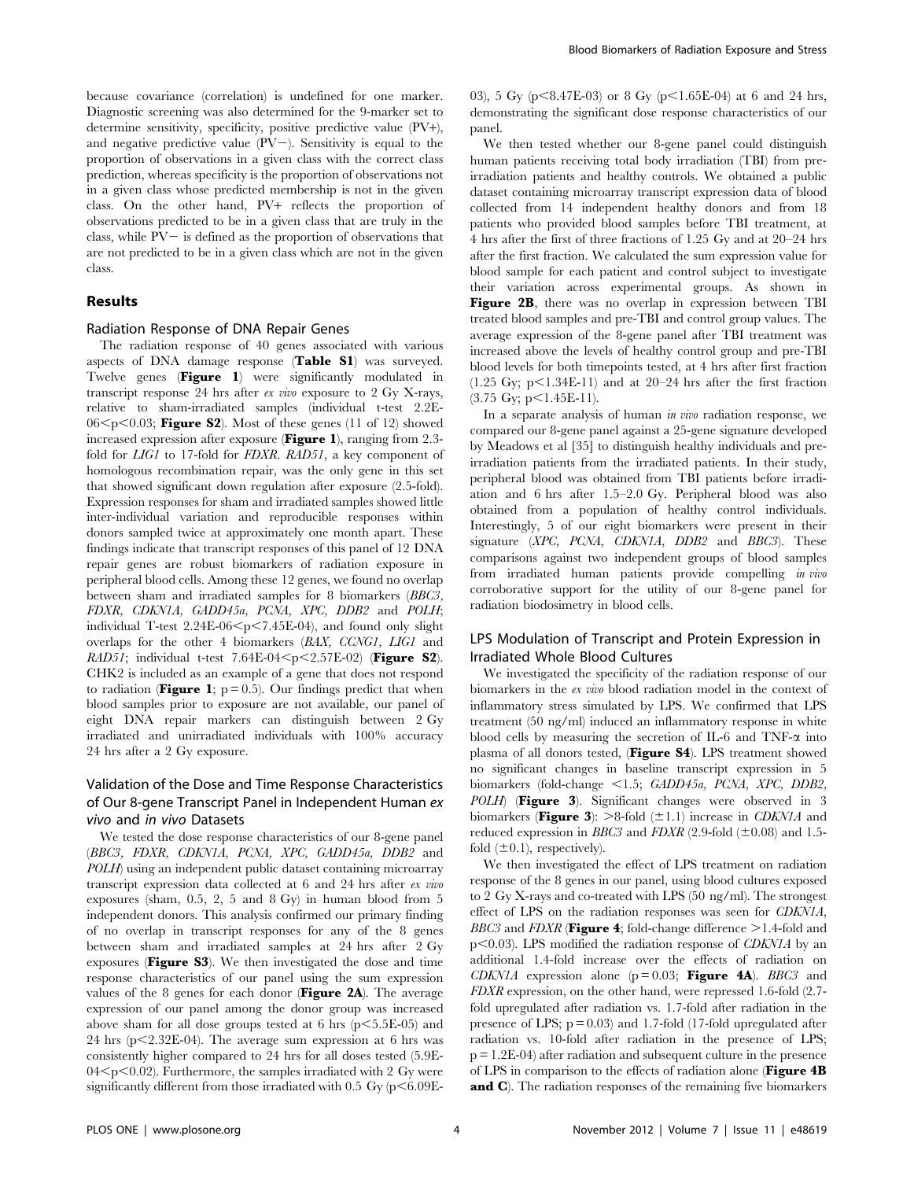because covariance (correlation) is undefined for one marker. Diagnostic screening was also determined for the 9-marker set to determine sensitivity, specificity, positive predictive value (PV+), and negative predictive value (PV−). Sensitivity is equal to the proportion of observations in a given class with the correct class prediction, whereas specificity is the proportion of observations not in a given class whose predicted membership is not in the given class. On the other hand, PV+ reflects the proportion of observations predicted to be in a given class that are truly in the class, while PV− is defined as the proportion of observations that are not predicted to be in a given class which are not in the given class.

## Results

### Radiation Response of DNA Repair Genes

The radiation response of 40 genes associated with various aspects of DNA damage response (**Table S1**) was surveyed. Twelve genes (**Figure 1**) were significantly modulated in transcript response 24 hrs after *ex vivo* exposure to 2 Gy X-rays, relative to sham-irradiated samples (individual t-test 2.2E-06<p<0.03; **Figure S2**). Most of these genes (11 of 12) showed increased expression after exposure (**Figure 1**), ranging from 2.3-fold for *LIG1* to 17-fold for *FDXR*. *RAD51*, a key component of homologous recombination repair, was the only gene in this set that showed significant down regulation after exposure (2.5-fold). Expression responses for sham and irradiated samples showed little inter-individual variation and reproducible responses within donors sampled twice at approximately one month apart. These findings indicate that transcript responses of this panel of 12 DNA repair genes are robust biomarkers of radiation exposure in peripheral blood cells. Among these 12 genes, we found no overlap between sham and irradiated samples for 8 biomarkers (*BBC3*, *FDXR*, *CDKN1A*, *GADD45a*, *PCNA*, *XPC*, *DDB2* and *POLH*; individual T-test 2.24E-06<p<7.45E-04), and found only slight overlaps for the other 4 biomarkers (*BAX*, *CCNG1*, *LIG1* and *RAD51*; individual t-test 7.64E-04<p<2.57E-02) (**Figure S2**). CHK2 is included as an example of a gene that does not respond to radiation (**Figure 1**; p = 0.5). Our findings predict that when blood samples prior to exposure are not available, our panel of eight DNA repair markers can distinguish between 2 Gy irradiated and unirradiated individuals with 100% accuracy 24 hrs after a 2 Gy exposure.

### Validation of the Dose and Time Response Characteristics of Our 8-gene Transcript Panel in Independent Human *ex vivo* and *in vivo* Datasets

We tested the dose response characteristics of our 8-gene panel (*BBC3*, *FDXR*, *CDKN1A*, *PCNA*, *XPC*, *GADD45a*, *DDB2* and *POLH*) using an independent public dataset containing microarray transcript expression data collected at 6 and 24 hrs after *ex vivo* exposures (sham, 0.5, 2, 5 and 8 Gy) in human blood from 5 independent donors. This analysis confirmed our primary finding of no overlap in transcript responses for any of the 8 genes between sham and irradiated samples at 24 hrs after 2 Gy exposures (**Figure S3**). We then investigated the dose and time response characteristics of our panel using the sum expression values of the 8 genes for each donor (**Figure 2A**). The average expression of our panel among the donor group was increased above sham for all dose groups tested at 6 hrs (p<5.5E-05) and 24 hrs (p<2.32E-04). The average sum expression at 6 hrs was consistently higher compared to 24 hrs for all doses tested (5.9E-04<p<0.02). Furthermore, the samples irradiated with 2 Gy were significantly different from those irradiated with 0.5 Gy (p<6.09E-03), 5 Gy (p<8.47E-03) or 8 Gy (p<1.65E-04) at 6 and 24 hrs, demonstrating the significant dose response characteristics of our panel.

We then tested whether our 8-gene panel could distinguish human patients receiving total body irradiation (TBI) from pre-irradiation patients and healthy controls. We obtained a public dataset containing microarray transcript expression data of blood collected from 14 independent healthy donors and from 18 patients who provided blood samples before TBI treatment, at 4 hrs after the first of three fractions of 1.25 Gy and at 20–24 hrs after the first fraction. We calculated the sum expression value for blood sample for each patient and control subject to investigate their variation across experimental groups. As shown in **Figure 2B**, there was no overlap in expression between TBI treated blood samples and pre-TBI and control group values. The average expression of the 8-gene panel after TBI treatment was increased above the levels of healthy control group and pre-TBI blood levels for both timepoints tested, at 4 hrs after first fraction (1.25 Gy; p<1.34E-11) and at 20–24 hrs after the first fraction (3.75 Gy; p<1.45E-11).

In a separate analysis of human *in vivo* radiation response, we compared our 8-gene panel against a 25-gene signature developed by Meadows et al [35] to distinguish healthy individuals and pre-irradiation patients from the irradiated patients. In their study, peripheral blood was obtained from TBI patients before irradiation and 6 hrs after 1.5–2.0 Gy. Peripheral blood was also obtained from a population of healthy control individuals. Interestingly, 5 of our eight biomarkers were present in their signature (*XPC*, *PCNA*, *CDKN1A*, *DDB2* and *BBC3*). These comparisons against two independent groups of blood samples from irradiated human patients provide compelling *in vivo* corroborative support for the utility of our 8-gene panel for radiation biodosimetry in blood cells.

### LPS Modulation of Transcript and Protein Expression in Irradiated Whole Blood Cultures

We investigated the specificity of the radiation response of our biomarkers in the *ex vivo* blood radiation model in the context of inflammatory stress simulated by LPS. We confirmed that LPS treatment (50 ng/ml) induced an inflammatory response in white blood cells by measuring the secretion of IL-6 and TNF-α into plasma of all donors tested, (**Figure S4**). LPS treatment showed no significant changes in baseline transcript expression in 5 biomarkers (fold-change <1.5; *GADD45a*, *PCNA*, *XPC*, *DDB2*, *POLH*) (**Figure 3**). Significant changes were observed in 3 biomarkers (**Figure 3**): >8-fold (±1.1) increase in *CDKN1A* and reduced expression in *BBC3* and *FDXR* (2.9-fold (±0.08) and 1.5-fold (±0.1), respectively).

We then investigated the effect of LPS treatment on radiation response of the 8 genes in our panel, using blood cultures exposed to 2 Gy X-rays and co-treated with LPS (50 ng/ml). The strongest effect of LPS on the radiation responses was seen for *CDKN1A*, *BBC3* and *FDXR* (**Figure 4**; fold-change difference >1.4-fold and p<0.03). LPS modified the radiation response of *CDKN1A* by an additional 1.4-fold increase over the effects of radiation on *CDKN1A* expression alone (p = 0.03; **Figure 4A**). *BBC3* and *FDXR* expression, on the other hand, were repressed 1.6-fold (2.7-fold upregulated after radiation vs. 1.7-fold after radiation in the presence of LPS; p = 0.03) and 1.7-fold (17-fold upregulated after radiation vs. 10-fold after radiation in the presence of LPS; p = 1.2E-04) after radiation and subsequent culture in the presence of LPS in comparison to the effects of radiation alone (**Figure 4B and C**). The radiation responses of the remaining five biomarkers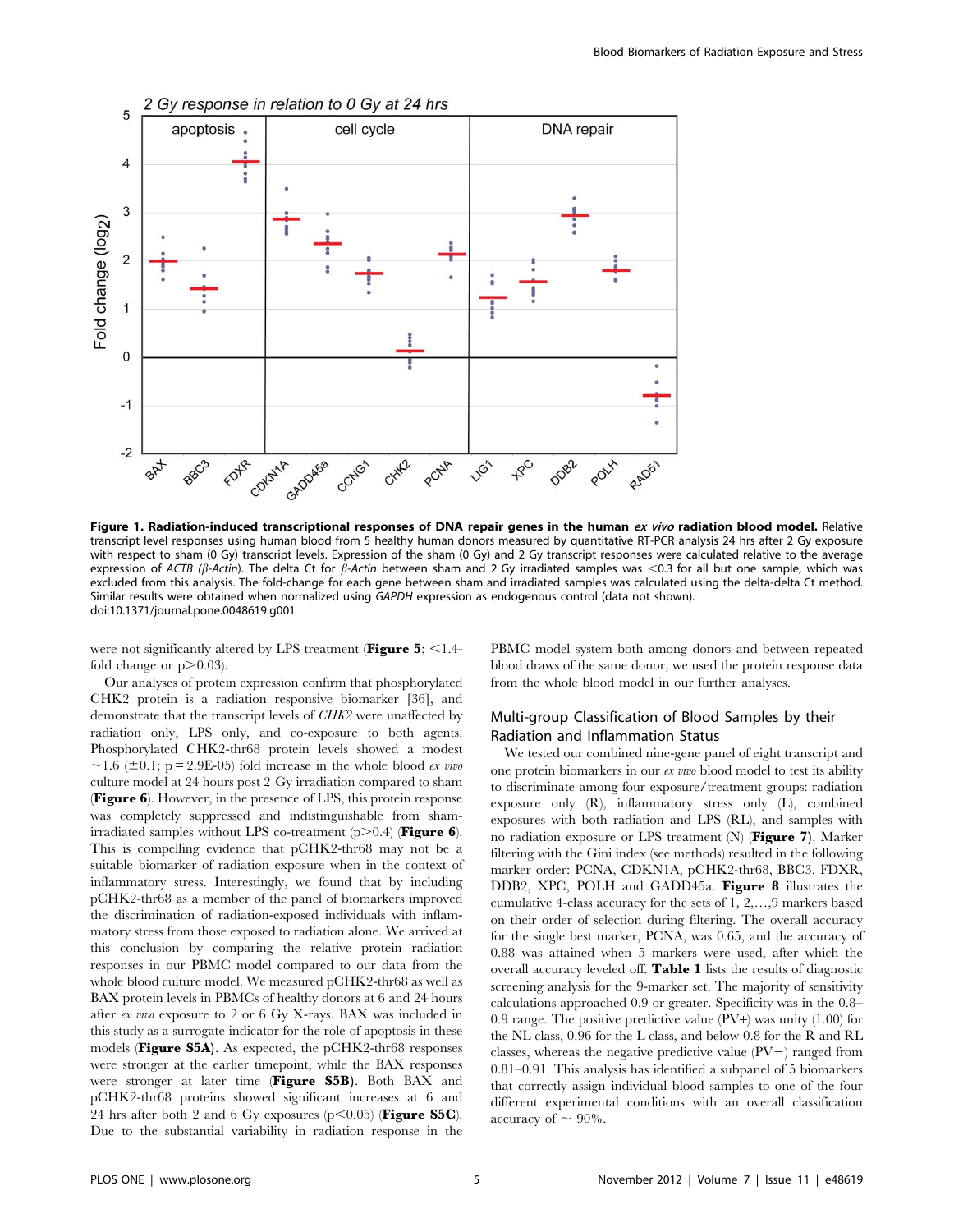**Figure 1. Radiation-induced transcriptional responses of DNA repair genes in the human *ex vivo* radiation blood model.** Relative transcript level responses using human blood from 5 healthy human donors measured by quantitative RT-PCR analysis 24 hrs after 2 Gy exposure with respect to sham (0 Gy) transcript levels. Expression of the sham (0 Gy) and 2 Gy transcript responses were calculated relative to the average expression of *ACTB* (*β-Actin*). The delta Ct for *β-Actin* between sham and 2 Gy irradiated samples was <0.3 for all but one sample, which was excluded from this analysis. The fold-change for each gene between sham and irradiated samples was calculated using the delta-delta Ct method. Similar results were obtained when normalized using *GAPDH* expression as endogenous control (data not shown).
doi:10.1371/journal.pone.0048619.g001

were not significantly altered by LPS treatment (**Figure 5**; <1.4-fold change or $p>0.03$).

Our analyses of protein expression confirm that phosphorylated CHK2 protein is a radiation responsive biomarker [36], and demonstrate that the transcript levels of *CHK2* were unaffected by radiation only, LPS only, and co-exposure to both agents. Phosphorylated CHK2-thr68 protein levels showed a modest ~1.6 (±0.1; p = 2.9E-05) fold increase in the whole blood *ex vivo* culture model at 24 hours post 2 Gy irradiation compared to sham (**Figure 6**). However, in the presence of LPS, this protein response was completely suppressed and indistinguishable from sham-irradiated samples without LPS co-treatment ($p>0.4$) (**Figure 6**). This is compelling evidence that pCHK2-thr68 may not be a suitable biomarker of radiation exposure when in the context of inflammatory stress. Interestingly, we found that by including pCHK2-thr68 as a member of the panel of biomarkers improved the discrimination of radiation-exposed individuals with inflammatory stress from those exposed to radiation alone. We arrived at this conclusion by comparing the relative protein radiation responses in our PBMC model compared to our data from the whole blood culture model. We measured pCHK2-thr68 as well as BAX protein levels in PBMCs of healthy donors at 6 and 24 hours after *ex vivo* exposure to 2 or 6 Gy X-rays. BAX was included in this study as a surrogate indicator for the role of apoptosis in these models (**Figure S5A**). As expected, the pCHK2-thr68 responses were stronger at the earlier timepoint, while the BAX responses were stronger at later time (**Figure S5B**). Both BAX and pCHK2-thr68 proteins showed significant increases at 6 and 24 hrs after both 2 and 6 Gy exposures ($p<0.05$) (**Figure S5C**). Due to the substantial variability in radiation response in the PBMC model system both among donors and between repeated blood draws of the same donor, we used the protein response data from the whole blood model in our further analyses.

## Multi-group Classification of Blood Samples by their Radiation and Inflammation Status

We tested our combined nine-gene panel of eight transcript and one protein biomarkers in our *ex vivo* blood model to test its ability to discriminate among four exposure/treatment groups: radiation exposure only (R), inflammatory stress only (L), combined exposures with both radiation and LPS (RL), and samples with no radiation exposure or LPS treatment (N) (**Figure 7**). Marker filtering with the Gini index (see methods) resulted in the following marker order: PCNA, CDKN1A, pCHK2-thr68, BBC3, FDXR, DDB2, XPC, POLH and GADD45a. **Figure 8** illustrates the cumulative 4-class accuracy for the sets of 1, 2,…,9 markers based on their order of selection during filtering. The overall accuracy for the single best marker, PCNA, was 0.65, and the accuracy of 0.88 was attained when 5 markers were used, after which the overall accuracy leveled off. **Table 1** lists the results of diagnostic screening analysis for the 9-marker set. The majority of sensitivity calculations approached 0.9 or greater. Specificity was in the 0.8–0.9 range. The positive predictive value (PV+) was unity (1.00) for the NL class, 0.96 for the L class, and below 0.8 for the R and RL classes, whereas the negative predictive value (PV−) ranged from 0.81–0.91. This analysis has identified a subpanel of 5 biomarkers that correctly assign individual blood samples to one of the four different experimental conditions with an overall classification accuracy of ~ 90%.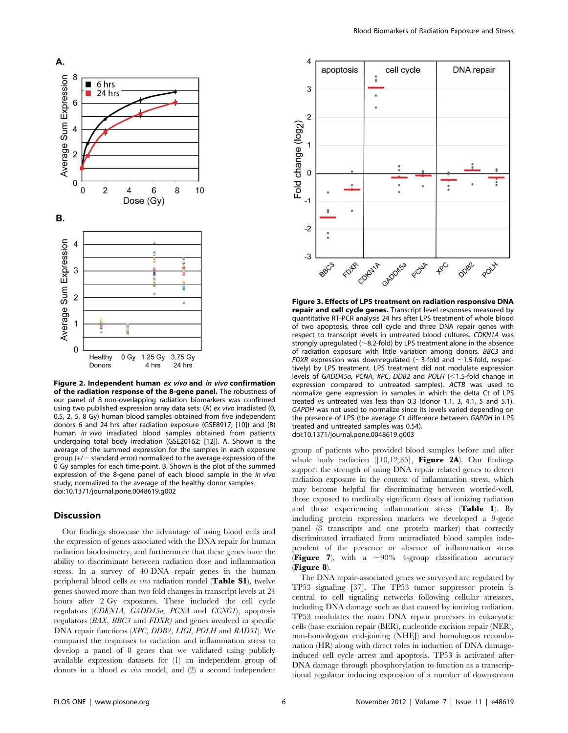**Figure 2. Independent human *ex vivo* and *in vivo* confirmation of the radiation response of the 8-gene panel.** The robustness of our panel of 8 non-overlapping radiation biomarkers was confirmed using two published expression array data sets: (A) *ex vivo* irradiated (0, 0.5, 2, 5, 8 Gy) human blood samples obtained from five independent donors 6 and 24 hrs after radiation exposure (GSE8917; [10]) and (B) human *in vivo* irradiated blood samples obtained from patients undergoing total body irradiation (GSE20162; [12]). A. Shown is the average of the summed expression for the samples in each exposure group (+/− standard error) normalized to the average expression of the 0 Gy samples for each time-point. B. Shown is the plot of the summed expression of the 8-gene panel of each blood sample in the *in vivo* study, normalized to the average of the healthy donor samples.
doi:10.1371/journal.pone.0048619.g002

**Figure 3. Effects of LPS treatment on radiation responsive DNA repair and cell cycle genes.** Transcript level responses measured by quantitative RT-PCR analysis 24 hrs after LPS treatment of whole blood of two apoptosis, three cell cycle and three DNA repair genes with respect to transcript levels in untreated blood cultures. *CDKN1A* was strongly upregulated (~8.2-fold) by LPS treatment alone in the absence of radiation exposure with little variation among donors. *BBC3* and *FDXR* expression was downregulated (~3-fold and ~1.5-fold, respectively) by LPS treatment. LPS treatment did not modulate expression levels of *GADD45a*, *PCNA*, *XPC*, *DDB2* and *POLH* (<1.5-fold change in expression compared to untreated samples). *ACTB* was used to normalize gene expression in samples in which the delta Ct of LPS treated vs untreated was less than 0.3 (donor 1.1, 3, 4.1, 5 and 5.1). *GAPDH* was not used to normalize since its levels varied depending on the presence of LPS (the average Ct difference between *GAPDH* in LPS treated and untreated samples was 0.54).
doi:10.1371/journal.pone.0048619.g003

## Discussion

Our findings showcase the advantage of using blood cells and the expression of genes associated with the DNA repair for human radiation biodosimetry, and furthermore that these genes have the ability to discriminate between radiation dose and inflammation stress. In a survey of 40 DNA repair genes in the human peripheral blood cells *ex vivo* radiation model (**Table S1**), twelve genes showed more than two fold changes in transcript levels at 24 hours after 2 Gy exposures. These included the cell cycle regulators (*CDKN1A, GADD45a, PCNA* and *CCNG1*), apoptosis regulators (*BAX, BBC3* and *FDXR)* and genes involved in specific DNA repair functions (*XPC, DDB2, LIGI, POLH* and *RAD51*). We compared the responses to radiation and inflammation stress to develop a panel of 8 genes that we validated using publicly available expression datasets for (1) an independent group of donors in a blood *ex vivo* model, and (2) a second independent group of patients who provided blood samples before and after whole body radiation ([10,12,35], **Figure 2A**). Our findings support the strength of using DNA repair related genes to detect radiation exposure in the context of inflammation stress, which may become helpful for discriminating between worried-well, those exposed to medically significant doses of ionizing radiation and those experiencing inflammation stress (**Table 1**). By including protein expression markers we developed a 9-gene panel (8 transcripts and one protein marker) that correctly discriminated irradiated from unirradiated blood samples independent of the presence or absence of inflammation stress (**Figure 7**), with a ~90% 4-group classification accuracy (**Figure 8**).

The DNA repair-associated genes we surveyed are regulated by TP53 signaling [37]. The TP53 tumor suppressor protein is central to cell signaling networks following cellular stressors, including DNA damage such as that caused by ionizing radiation. TP53 modulates the main DNA repair processes in eukaryotic cells (base excision repair (BER), nucleotide excision repair (NER), non-homologous end-joining (NHEJ) and homologous recombination (HR) along with direct roles in induction of DNA damage-induced cell cycle arrest and apoptosis. TP53 is activated after DNA damage through phosphorylation to function as a transcriptional regulator inducing expression of a number of downstream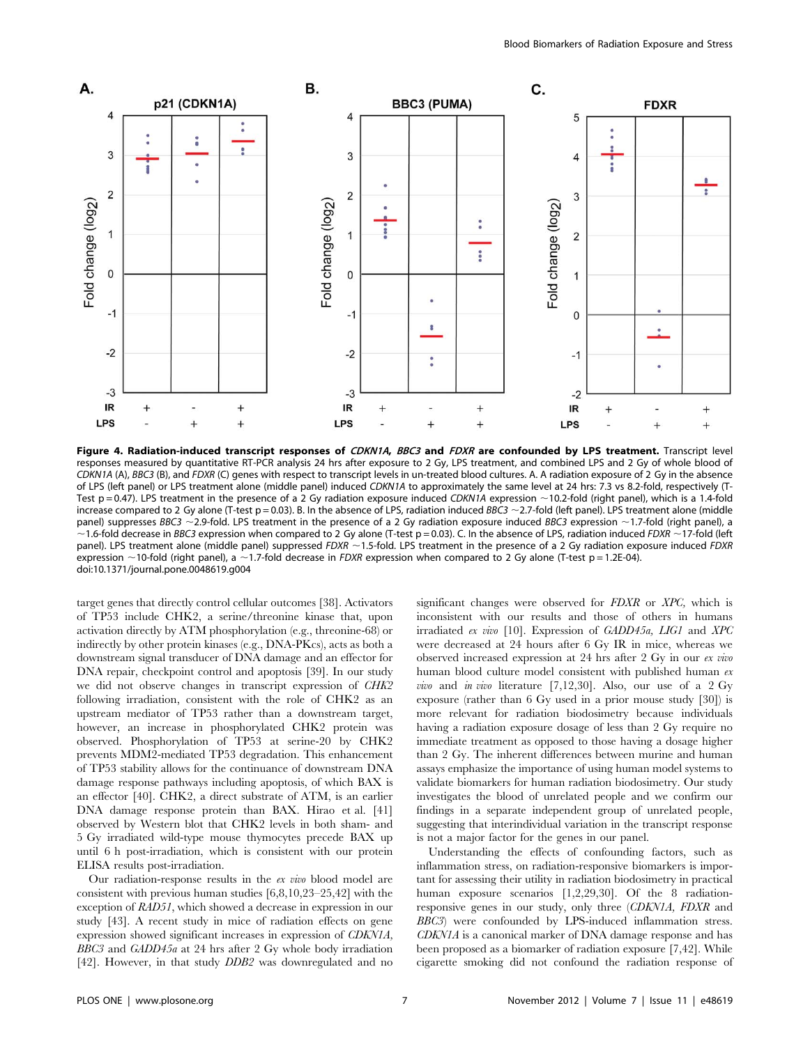**Figure 4. Radiation-induced transcript responses of *CDKN1A*, *BBC3* and *FDXR* are confounded by LPS treatment.** Transcript level responses measured by quantitative RT-PCR analysis 24 hrs after exposure to 2 Gy, LPS treatment, and combined LPS and 2 Gy of whole blood of *CDKN1A* (A), *BBC3* (B), and *FDXR* (C) genes with respect to transcript levels in un-treated blood cultures. A. A radiation exposure of 2 Gy in the absence of LPS (left panel) or LPS treatment alone (middle panel) induced *CDKN1A* to approximately the same level at 24 hrs: 7.3 vs 8.2-fold, respectively (T-Test p = 0.47). LPS treatment in the presence of a 2 Gy radiation exposure induced *CDKN1A* expression ~10.2-fold (right panel), which is a 1.4-fold increase compared to 2 Gy alone (T-test p = 0.03). B. In the absence of LPS, radiation induced *BBC3* ~2.7-fold (left panel). LPS treatment alone (middle panel) suppresses *BBC3* ~2.9-fold. LPS treatment in the presence of a 2 Gy radiation exposure induced *BBC3* expression ~1.7-fold (right panel), a ~1.6-fold decrease in *BBC3* expression when compared to 2 Gy alone (T-test p = 0.03). C. In the absence of LPS, radiation induced *FDXR* ~17-fold (left panel). LPS treatment alone (middle panel) suppressed *FDXR* ~1.5-fold. LPS treatment in the presence of a 2 Gy radiation exposure induced *FDXR* expression ~10-fold (right panel), a ~1.7-fold decrease in *FDXR* expression when compared to 2 Gy alone (T-test p = 1.2E-04).
doi:10.1371/journal.pone.0048619.g004

target genes that directly control cellular outcomes [38]. Activators of TP53 include CHK2, a serine/threonine kinase that, upon activation directly by ATM phosphorylation (e.g., threonine-68) or indirectly by other protein kinases (e.g., DNA-PKcs), acts as both a downstream signal transducer of DNA damage and an effector for DNA repair, checkpoint control and apoptosis [39]. In our study we did not observe changes in transcript expression of *CHK2* following irradiation, consistent with the role of CHK2 as an upstream mediator of TP53 rather than a downstream target, however, an increase in phosphorylated CHK2 protein was observed. Phosphorylation of TP53 at serine-20 by CHK2 prevents MDM2-mediated TP53 degradation. This enhancement of TP53 stability allows for the continuance of downstream DNA damage response pathways including apoptosis, of which BAX is an effector [40]. CHK2, a direct substrate of ATM, is an earlier DNA damage response protein than BAX. Hirao et al. [41] observed by Western blot that CHK2 levels in both sham- and 5 Gy irradiated wild-type mouse thymocytes precede BAX up until 6 h post-irradiation, which is consistent with our protein ELISA results post-irradiation.

Our radiation-response results in the *ex vivo* blood model are consistent with previous human studies [6,8,10,23–25,42] with the exception of *RAD51*, which showed a decrease in expression in our study [43]. A recent study in mice of radiation effects on gene expression showed significant increases in expression of *CDKN1A*, *BBC3* and *GADD45a* at 24 hrs after 2 Gy whole body irradiation [42]. However, in that study *DDB2* was downregulated and no significant changes were observed for *FDXR* or *XPC*, which is inconsistent with our results and those of others in humans irradiated *ex vivo* [10]. Expression of *GADD45a*, *LIG1* and *XPC* were decreased at 24 hours after 6 Gy IR in mice, whereas we observed increased expression at 24 hrs after 2 Gy in our *ex vivo* human blood culture model consistent with published human *ex vivo* and *in vivo* literature [7,12,30]. Also, our use of a 2 Gy exposure (rather than 6 Gy used in a prior mouse study [30]) is more relevant for radiation biodosimetry because individuals having a radiation exposure dosage of less than 2 Gy require no immediate treatment as opposed to those having a dosage higher than 2 Gy. The inherent differences between murine and human assays emphasize the importance of using human model systems to validate biomarkers for human radiation biodosimetry. Our study investigates the blood of unrelated people and we confirm our findings in a separate independent group of unrelated people, suggesting that interindividual variation in the transcript response is not a major factor for the genes in our panel.

Understanding the effects of confounding factors, such as inflammation stress, on radiation-responsive biomarkers is important for assessing their utility in radiation biodosimetry in practical human exposure scenarios [1,2,29,30]. Of the 8 radiation-responsive genes in our study, only three (*CDKN1A*, *FDXR* and *BBC3*) were confounded by LPS-induced inflammation stress. *CDKN1A* is a canonical marker of DNA damage response and has been proposed as a biomarker of radiation exposure [7,42]. While cigarette smoking did not confound the radiation response of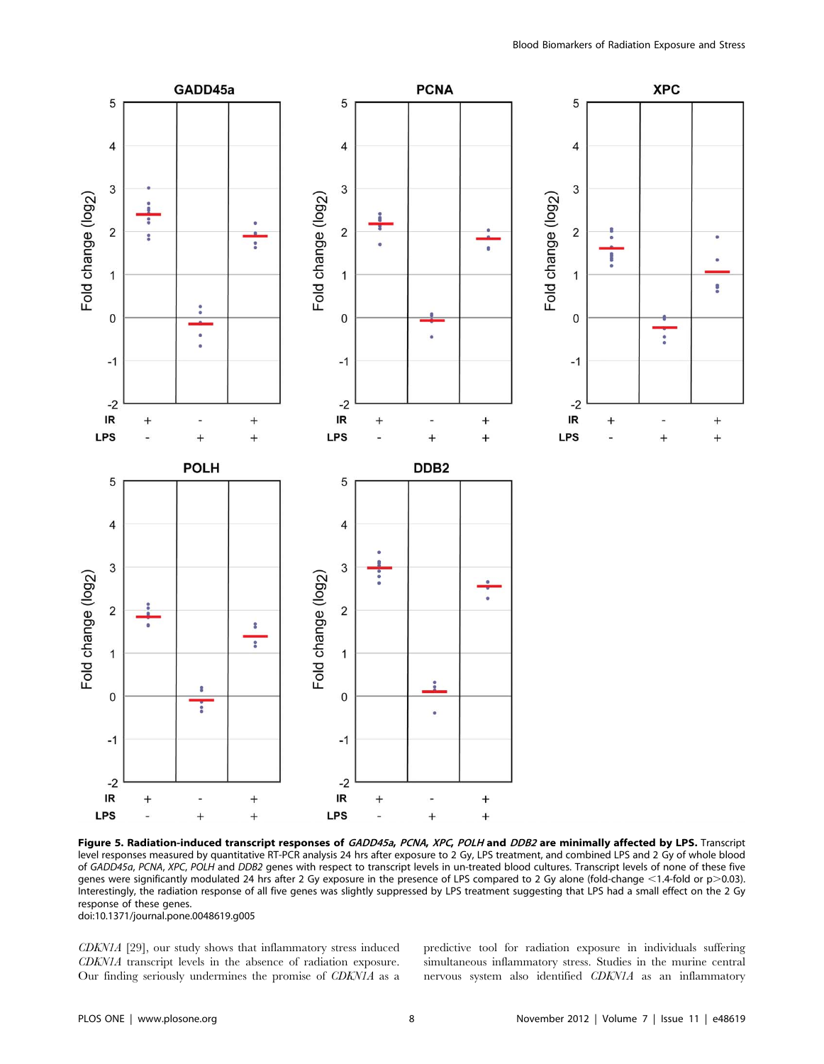**Figure 5. Radiation-induced transcript responses of *GADD45a*, *PCNA*, *XPC*, *POLH* and *DDB2* are minimally affected by LPS.** Transcript level responses measured by quantitative RT-PCR analysis 24 hrs after exposure to 2 Gy, LPS treatment, and combined LPS and 2 Gy of whole blood of *GADD45a*, *PCNA*, *XPC*, *POLH* and *DDB2* genes with respect to transcript levels in un-treated blood cultures. Transcript levels of none of these five genes were significantly modulated 24 hrs after 2 Gy exposure in the presence of LPS compared to 2 Gy alone (fold-change <1.4-fold or $p > 0.03$). Interestingly, the radiation response of all five genes was slightly suppressed by LPS treatment suggesting that LPS had a small effect on the 2 Gy response of these genes.
doi:10.1371/journal.pone.0048619.g005

*CDKN1A* [29], our study shows that inflammatory stress induced *CDKN1A* transcript levels in the absence of radiation exposure. Our finding seriously undermines the promise of *CDKN1A* as a predictive tool for radiation exposure in individuals suffering simultaneous inflammatory stress. Studies in the murine central nervous system also identified *CDKN1A* as an inflammatory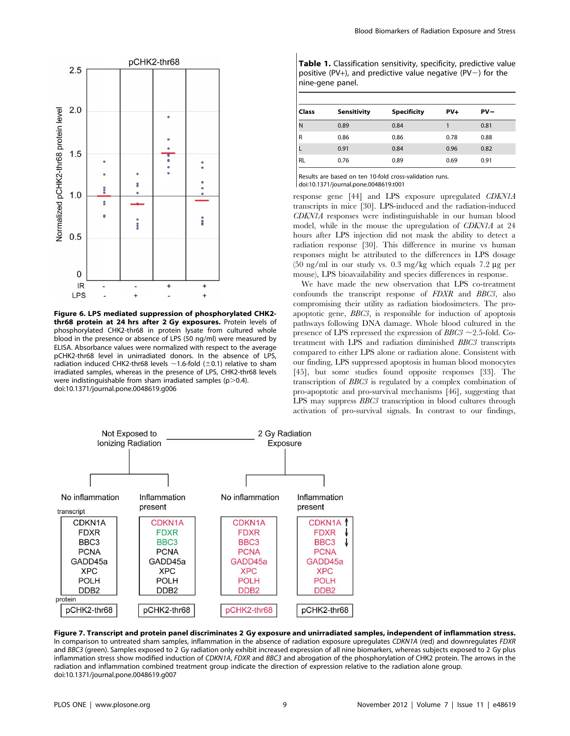**Figure 6. LPS mediated suppression of phosphorylated CHK2-thr68 protein at 24 hrs after 2 Gy exposures.** Protein levels of phosphorylated CHK2-thr68 in protein lysate from cultured whole blood in the presence or absence of LPS (50 ng/ml) were measured by ELISA. Absorbance values were normalized with respect to the average pCHK2-thr68 level in unirradiated donors. In the absence of LPS, radiation induced CHK2-thr68 levels ~1.6-fold (±0.1) relative to sham irradiated samples, whereas in the presence of LPS, CHK2-thr68 levels were indistinguishable from sham irradiated samples (p>0.4).
doi:10.1371/journal.pone.0048619.g006

**Table 1.** Classification sensitivity, specificity, predictive value positive (PV+), and predictive value negative (PV−) for the nine-gene panel.

| Class | Sensitivity | Specificity | PV+ | PV− |
|---|---|---|---|---|
| N | 0.89 | 0.84 | 1 | 0.81 |
| R | 0.86 | 0.86 | 0.78 | 0.88 |
| L | 0.91 | 0.84 | 0.96 | 0.82 |
| RL | 0.76 | 0.89 | 0.69 | 0.91 |

Results are based on ten 10-fold cross-validation runs.
doi:10.1371/journal.pone.0048619.t001

response gene [44] and LPS exposure upregulated *CDKN1A* transcripts in mice [30]. LPS-induced and the radiation-induced *CDKN1A* responses were indistinguishable in our human blood model, while in the mouse the upregulation of *CDKN1A* at 24 hours after LPS injection did not mask the ability to detect a radiation response [30]. This difference in murine vs human responses might be attributed to the differences in LPS dosage (50 ng/ml in our study vs. 0.3 mg/kg which equals 7.2 µg per mouse), LPS bioavailability and species differences in response.

We have made the new observation that LPS co-treatment confounds the transcript response of *FDXR* and *BBC3*, also compromising their utility as radiation biodosimeters. The pro-apoptotic gene, *BBC3*, is responsible for induction of apoptosis pathways following DNA damage. Whole blood cultured in the presence of LPS repressed the expression of *BBC3* ~2.5-fold. Co-treatment with LPS and radiation diminished *BBC3* transcripts compared to either LPS alone or radiation alone. Consistent with our finding, LPS suppressed apoptosis in human blood monocytes [45], but some studies found opposite responses [33]. The transcription of *BBC3* is regulated by a complex combination of pro-apoptotic and pro-survival mechanisms [46], suggesting that LPS may suppress *BBC3* transcription in blood cultures through activation of pro-survival signals. In contrast to our findings,

**Figure 7. Transcript and protein panel discriminates 2 Gy exposure and unirradiated samples, independent of inflammation stress.** In comparison to untreated sham samples, inflammation in the absence of radiation exposure upregulates *CDKN1A* (red) and downregulates *FDXR* and *BBC3* (green). Samples exposed to 2 Gy radiation only exhibit increased expression of all nine biomarkers, whereas subjects exposed to 2 Gy plus inflammation stress show modified induction of *CDKN1A*, *FDXR* and *BBC3* and abrogation of the phosphorylation of CHK2 protein. The arrows in the radiation and inflammation combined treatment group indicate the direction of expression relative to the radiation alone group.
doi:10.1371/journal.pone.0048619.g007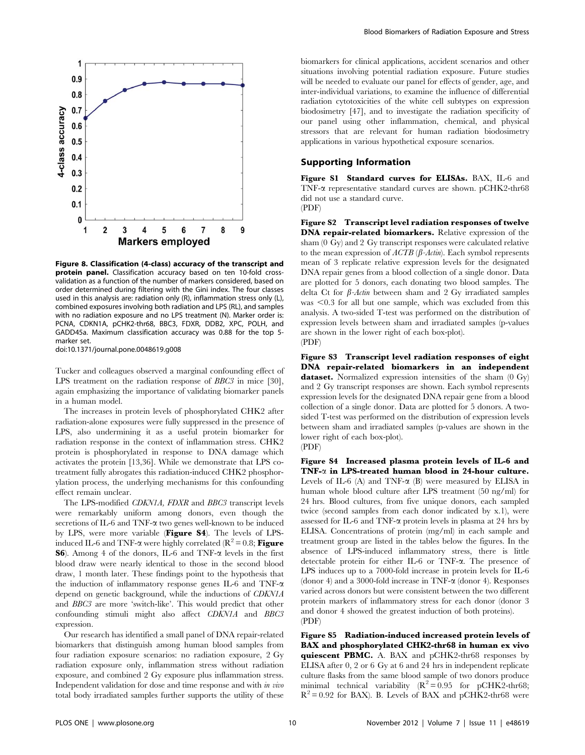**Figure 8. Classification (4-class) accuracy of the transcript and protein panel.** Classification accuracy based on ten 10-fold cross-validation as a function of the number of markers considered, based on order determined during filtering with the Gini index. The four classes used in this analysis are: radiation only (R), inflammation stress only (L), combined exposures involving both radiation and LPS (RL), and samples with no radiation exposure and no LPS treatment (N). Marker order is: PCNA, CDKN1A, pCHK2-thr68, BBC3, FDXR, DDB2, XPC, POLH, and GADD45a. Maximum classification accuracy was 0.88 for the top 5-marker set.
doi:10.1371/journal.pone.0048619.g008

Tucker and colleagues observed a marginal confounding effect of LPS treatment on the radiation response of *BBC3* in mice [30], again emphasizing the importance of validating biomarker panels in a human model.

The increases in protein levels of phosphorylated CHK2 after radiation-alone exposures were fully suppressed in the presence of LPS, also undermining it as a useful protein biomarker for radiation response in the context of inflammation stress. CHK2 protein is phosphorylated in response to DNA damage which activates the protein [13,36]. While we demonstrate that LPS co-treatment fully abrogates this radiation-induced CHK2 phosphorylation process, the underlying mechanisms for this confounding effect remain unclear.

The LPS-modified *CDKN1A, FDXR* and *BBC3* transcript levels were remarkably uniform among donors, even though the secretions of IL-6 and TNF-α two genes well-known to be induced by LPS, were more variable (**Figure S4**). The levels of LPS-induced IL-6 and TNF-α were highly correlated ($R^2 = 0.8$; **Figure S6**). Among 4 of the donors, IL-6 and TNF-α levels in the first blood draw were nearly identical to those in the second blood draw, 1 month later. These findings point to the hypothesis that the induction of inflammatory response genes IL-6 and TNF-α depend on genetic background, while the inductions of *CDKN1A* and *BBC3* are more 'switch-like'. This would predict that other confounding stimuli might also affect *CDKN1A* and *BBC3* expression.

Our research has identified a small panel of DNA repair-related biomarkers that distinguish among human blood samples from four radiation exposure scenarios: no radiation exposure, 2 Gy radiation exposure only, inflammation stress without radiation exposure, and combined 2 Gy exposure plus inflammation stress. Independent validation for dose and time response and with *in vivo* total body irradiated samples further supports the utility of these biomarkers for clinical applications, accident scenarios and other situations involving potential radiation exposure. Future studies will be needed to evaluate our panel for effects of gender, age, and inter-individual variations, to examine the influence of differential radiation cytotoxicities of the white cell subtypes on expression biodosimetry [47], and to investigate the radiation specificity of our panel using other inflammation, chemical, and physical stressors that are relevant for human radiation biodosimetry applications in various hypothetical exposure scenarios.

## Supporting Information

**Figure S1 Standard curves for ELISAs.** BAX, IL-6 and TNF-α representative standard curves are shown. pCHK2-thr68 did not use a standard curve.
(PDF)

**Figure S2 Transcript level radiation responses of twelve DNA repair-related biomarkers.** Relative expression of the sham (0 Gy) and 2 Gy transcript responses were calculated relative to the mean expression of *ACTB* (*β-Actin*). Each symbol represents mean of 3 replicate relative expression levels for the designated DNA repair genes from a blood collection of a single donor. Data are plotted for 5 donors, each donating two blood samples. The delta Ct for *β-Actin* between sham and 2 Gy irradiated samples was <0.3 for all but one sample, which was excluded from this analysis. A two-sided T-test was performed on the distribution of expression levels between sham and irradiated samples (p-values are shown in the lower right of each box-plot).
(PDF)

**Figure S3 Transcript level radiation responses of eight DNA repair-related biomarkers in an independent dataset.** Normalized expression intensities of the sham (0 Gy) and 2 Gy transcript responses are shown. Each symbol represents expression levels for the designated DNA repair gene from a blood collection of a single donor. Data are plotted for 5 donors. A two-sided T-test was performed on the distribution of expression levels between sham and irradiated samples (p-values are shown in the lower right of each box-plot).
(PDF)

**Figure S4 Increased plasma protein levels of IL-6 and TNF-α in LPS-treated human blood in 24-hour culture.** Levels of IL-6 (A) and TNF-α (B) were measured by ELISA in human whole blood culture after LPS treatment (50 ng/ml) for 24 hrs. Blood cultures, from five unique donors, each sampled twice (second samples from each donor indicated by x.1), were assessed for IL-6 and TNF-α protein levels in plasma at 24 hrs by ELISA. Concentrations of protein (mg/ml) in each sample and treatment group are listed in the tables below the figures. In the absence of LPS-induced inflammatory stress, there is little detectable protein for either IL-6 or TNF-α. The presence of LPS induces up to a 7000-fold increase in protein levels for IL-6 (donor 4) and a 3000-fold increase in TNF-α (donor 4). Responses varied across donors but were consistent between the two different protein markers of inflammatory stress for each donor (donor 3 and donor 4 showed the greatest induction of both proteins).
(PDF)

**Figure S5 Radiation-induced increased protein levels of BAX and phosphorylated CHK2-thr68 in human ex vivo quiescent PBMC.** A. BAX and pCHK2-thr68 responses by ELISA after 0, 2 or 6 Gy at 6 and 24 hrs in independent replicate culture flasks from the same blood sample of two donors produce minimal technical variability ($R^2 = 0.95$ for pCHK2-thr68; $R^2 = 0.92$ for BAX). B. Levels of BAX and pCHK2-thr68 were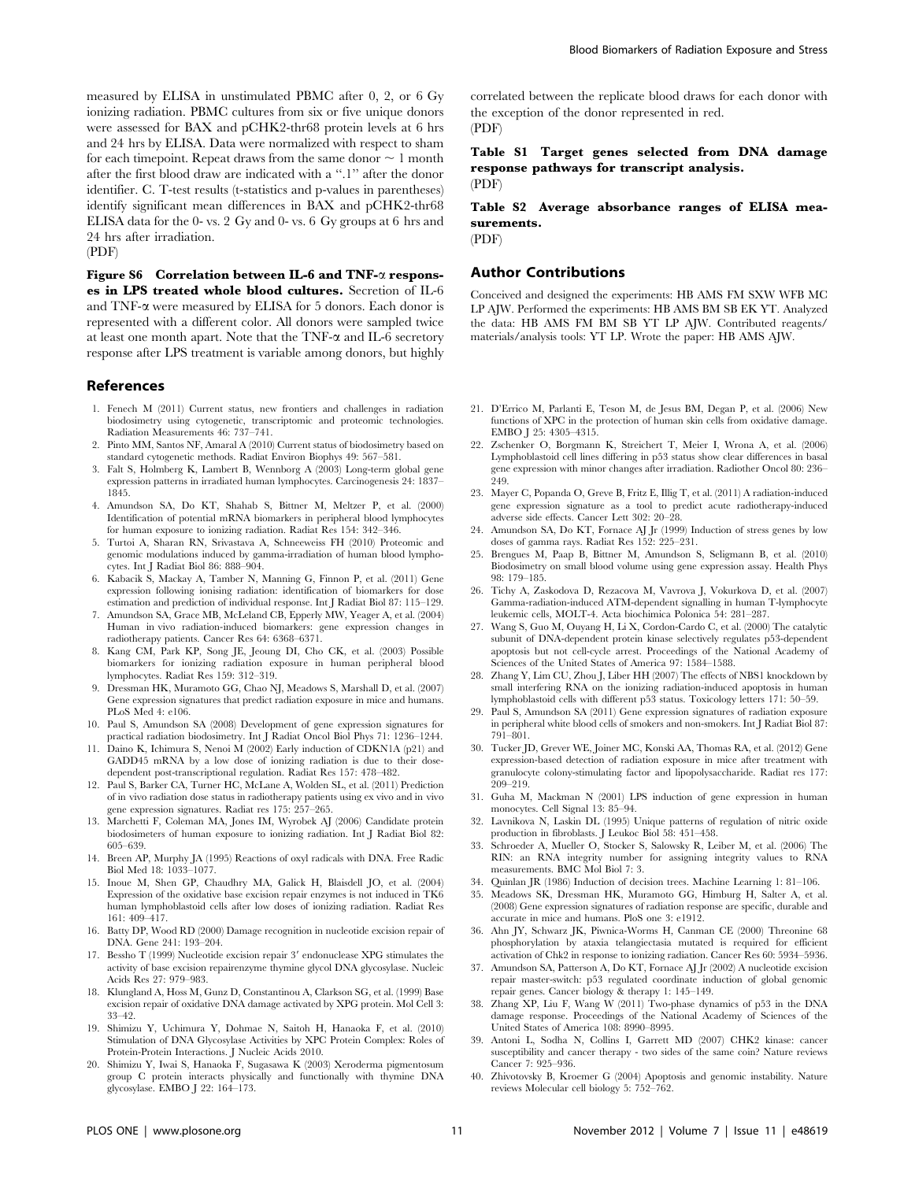measured by ELISA in unstimulated PBMC after 0, 2, or 6 Gy ionizing radiation. PBMC cultures from six or five unique donors were assessed for BAX and pCHK2-thr68 protein levels at 6 hrs and 24 hrs by ELISA. Data were normalized with respect to sham for each timepoint. Repeat draws from the same donor ~ 1 month after the first blood draw are indicated with a ".1" after the donor identifier. C. T-test results (t-statistics and p-values in parentheses) identify significant mean differences in BAX and pCHK2-thr68 ELISA data for the 0- vs. 2 Gy and 0- vs. 6 Gy groups at 6 hrs and 24 hrs after irradiation.
(PDF)

**Figure S6 Correlation between IL-6 and TNF-α responses in LPS treated whole blood cultures.** Secretion of IL-6 and TNF-α were measured by ELISA for 5 donors. Each donor is represented with a different color. All donors were sampled twice at least one month apart. Note that the TNF-α and IL-6 secretory response after LPS treatment is variable among donors, but highly correlated between the replicate blood draws for each donor with the exception of the donor represented in red.
(PDF)

**Table S1 Target genes selected from DNA damage response pathways for transcript analysis.**
(PDF)

**Table S2 Average absorbance ranges of ELISA measurements.**
(PDF)

## Author Contributions

Conceived and designed the experiments: HB AMS FM SXW WFB MC LP AJW. Performed the experiments: HB AMS BM SB EK YT. Analyzed the data: HB AMS FM BM SB YT LP AJW. Contributed reagents/materials/analysis tools: YT LP. Wrote the paper: HB AMS AJW.

## References

1. Fenech M (2011) Current status, new frontiers and challenges in radiation biodosimetry using cytogenetic, transcriptomic and proteomic technologies. Radiation Measurements 46: 737–741.
2. Pinto MM, Santos NF, Amaral A (2010) Current status of biodosimetry based on standard cytogenetic methods. Radiat Environ Biophys 49: 567–581.
3. Falt S, Holmberg K, Lambert B, Wennborg A (2003) Long-term global gene expression patterns in irradiated human lymphocytes. Carcinogenesis 24: 1837–1845.
4. Amundson SA, Do KT, Shahab S, Bittner M, Meltzer P, et al. (2000) Identification of potential mRNA biomarkers in peripheral blood lymphocytes for human exposure to ionizing radiation. Radiat Res 154: 342–346.
5. Turtoi A, Sharan RN, Srivastava A, Schneeweiss FH (2010) Proteomic and genomic modulations induced by gamma-irradiation of human blood lymphocytes. Int J Radiat Biol 86: 888–904.
6. Kabacik S, Mackay A, Tamber N, Manning G, Finnon P, et al. (2011) Gene expression following ionising radiation: identification of biomarkers for dose estimation and prediction of individual response. Int J Radiat Biol 87: 115–129.
7. Amundson SA, Grace MB, McLeland CB, Epperly MW, Yeager A, et al. (2004) Human in vivo radiation-induced biomarkers: gene expression changes in radiotherapy patients. Cancer Res 64: 6368–6371.
8. Kang CM, Park KP, Song JE, Jeoung DI, Cho CK, et al. (2003) Possible biomarkers for ionizing radiation exposure in human peripheral blood lymphocytes. Radiat Res 159: 312–319.
9. Dressman HK, Muramoto GG, Chao NJ, Meadows S, Marshall D, et al. (2007) Gene expression signatures that predict radiation exposure in mice and humans. PLoS Med 4: e106.
10. Paul S, Amundson SA (2008) Development of gene expression signatures for practical radiation biodosimetry. Int J Radiat Oncol Biol Phys 71: 1236–1244.
11. Daino K, Ichimura S, Nenoi M (2002) Early induction of CDKN1A (p21) and GADD45 mRNA by a low dose of ionizing radiation is due to their dose-dependent post-transcriptional regulation. Radiat Res 157: 478–482.
12. Paul S, Barker CA, Turner HC, McLane A, Wolden SL, et al. (2011) Prediction of in vivo radiation dose status in radiotherapy patients using ex vivo and in vivo gene expression signatures. Radiat Res 175: 257–265.
13. Marchetti F, Coleman MA, Jones IM, Wyrobek AJ (2006) Candidate protein biodosimeters of human exposure to ionizing radiation. Int J Radiat Biol 82: 605–639.
14. Breen AP, Murphy JA (1995) Reactions of oxyl radicals with DNA. Free Radic Biol Med 18: 1033–1077.
15. Inoue M, Shen GP, Chaudhry MA, Galick H, Blaisdell JO, et al. (2004) Expression of the oxidative base excision repair enzymes is not induced in TK6 human lymphoblastoid cells after low doses of ionizing radiation. Radiat Res 161: 409–417.
16. Batty DP, Wood RD (2000) Damage recognition in nucleotide excision repair of DNA. Gene 241: 193–204.
17. Bessho T (1999) Nucleotide excision repair 3′ endonuclease XPG stimulates the activity of base excision repairenzyme thymine glycol DNA glycosylase. Nucleic Acids Res 27: 979–983.
18. Klungland A, Hoss M, Gunz D, Constantinou A, Clarkson SG, et al. (1999) Base excision repair of oxidative DNA damage activated by XPG protein. Mol Cell 3: 33–42.
19. Shimizu Y, Uchimura Y, Dohmae N, Saitoh H, Hanaoka F, et al. (2010) Stimulation of DNA Glycosylase Activities by XPC Protein Complex: Roles of Protein-Protein Interactions. J Nucleic Acids 2010.
20. Shimizu Y, Iwai S, Hanaoka F, Sugasawa K (2003) Xeroderma pigmentosum group C protein interacts physically and functionally with thymine DNA glycosylase. EMBO J 22: 164–173.
21. D'Errico M, Parlanti E, Teson M, de Jesus BM, Degan P, et al. (2006) New functions of XPC in the protection of human skin cells from oxidative damage. EMBO J 25: 4305–4315.
22. Zschenker O, Borgmann K, Streichert T, Meier I, Wrona A, et al. (2006) Lymphoblastoid cell lines differing in p53 status show clear differences in basal gene expression with minor changes after irradiation. Radiother Oncol 80: 236–249.
23. Mayer C, Popanda O, Greve B, Fritz E, Illig T, et al. (2011) A radiation-induced gene expression signature as a tool to predict acute radiotherapy-induced adverse side effects. Cancer Lett 302: 20–28.
24. Amundson SA, Do KT, Fornace AJ Jr (1999) Induction of stress genes by low doses of gamma rays. Radiat Res 152: 225–231.
25. Brengues M, Paap B, Bittner M, Amundson S, Seligmann B, et al. (2010) Biodosimetry on small blood volume using gene expression assay. Health Phys 98: 179–185.
26. Tichy A, Zaskodova D, Rezacova M, Vavrova J, Vokurkova D, et al. (2007) Gamma-radiation-induced ATM-dependent signalling in human T-lymphocyte leukemic cells, MOLT-4. Acta biochimica Polonica 54: 281–287.
27. Wang S, Guo M, Ouyang H, Li X, Cordon-Cardo C, et al. (2000) The catalytic subunit of DNA-dependent protein kinase selectively regulates p53-dependent apoptosis but not cell-cycle arrest. Proceedings of the National Academy of Sciences of the United States of America 97: 1584–1588.
28. Zhang Y, Lim CU, Zhou J, Liber HH (2007) The effects of NBS1 knockdown by small interfering RNA on the ionizing radiation-induced apoptosis in human lymphoblastoid cells with different p53 status. Toxicology letters 171: 50–59.
29. Paul S, Amundson SA (2011) Gene expression signatures of radiation exposure in peripheral white blood cells of smokers and non-smokers. Int J Radiat Biol 87: 791–801.
30. Tucker JD, Grever WE, Joiner MC, Konski AA, Thomas RA, et al. (2012) Gene expression-based detection of radiation exposure in mice after treatment with granulocyte colony-stimulating factor and lipopolysaccharide. Radiat res 177: 209–219.
31. Guha M, Mackman N (2001) LPS induction of gene expression in human monocytes. Cell Signal 13: 85–94.
32. Lavnikova N, Laskin DL (1995) Unique patterns of regulation of nitric oxide production in fibroblasts. J Leukoc Biol 58: 451–458.
33. Schroeder A, Mueller O, Stocker S, Salowsky R, Leiber M, et al. (2006) The RIN: an RNA integrity number for assigning integrity values to RNA measurements. BMC Mol Biol 7: 3.
34. Quinlan JR (1986) Induction of decision trees. Machine Learning 1: 81–106.
35. Meadows SK, Dressman HK, Muramoto GG, Himburg H, Salter A, et al. (2008) Gene expression signatures of radiation response are specific, durable and accurate in mice and humans. PloS one 3: e1912.
36. Ahn JY, Schwarz JK, Piwnica-Worms H, Canman CE (2000) Threonine 68 phosphorylation by ataxia telangiectasia mutated is required for efficient activation of Chk2 in response to ionizing radiation. Cancer Res 60: 5934–5936.
37. Amundson SA, Patterson A, Do KT, Fornace AJ Jr (2002) A nucleotide excision repair master-switch: p53 regulated coordinate induction of global genomic repair genes. Cancer biology & therapy 1: 145–149.
38. Zhang XP, Liu F, Wang W (2011) Two-phase dynamics of p53 in the DNA damage response. Proceedings of the National Academy of Sciences of the United States of America 108: 8990–8995.
39. Antoni L, Sodha N, Collins I, Garrett MD (2007) CHK2 kinase: cancer susceptibility and cancer therapy - two sides of the same coin? Nature reviews Cancer 7: 925–936.
40. Zhivotovsky B, Kroemer G (2004) Apoptosis and genomic instability. Nature reviews Molecular cell biology 5: 752–762.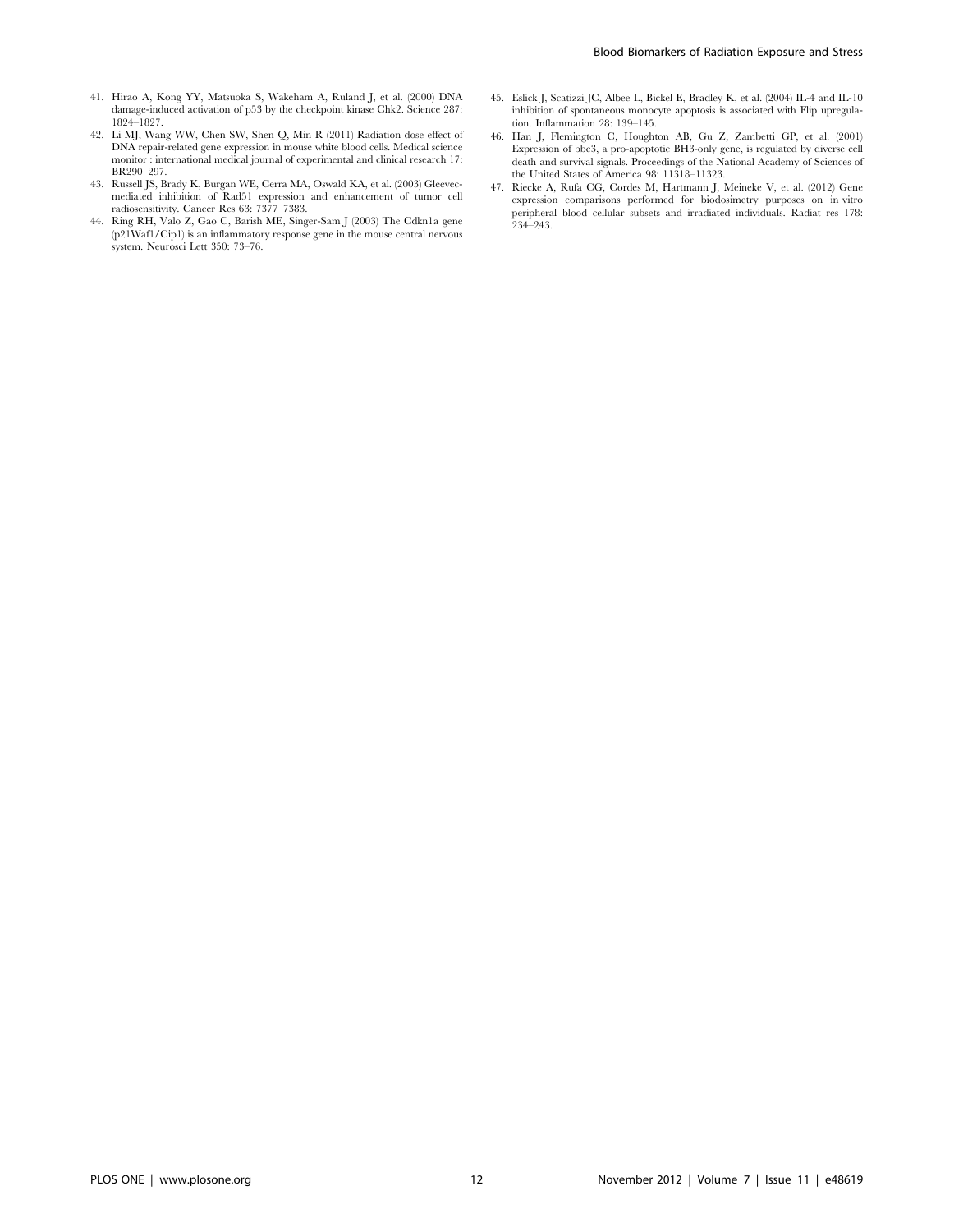41. Hirao A, Kong YY, Matsuoka S, Wakeham A, Ruland J, et al. (2000) DNA damage-induced activation of p53 by the checkpoint kinase Chk2. Science 287: 1824–1827.
42. Li MJ, Wang WW, Chen SW, Shen Q, Min R (2011) Radiation dose effect of DNA repair-related gene expression in mouse white blood cells. Medical science monitor : international medical journal of experimental and clinical research 17: BR290–297.
43. Russell JS, Brady K, Burgan WE, Cerra MA, Oswald KA, et al. (2003) Gleevec-mediated inhibition of Rad51 expression and enhancement of tumor cell radiosensitivity. Cancer Res 63: 7377–7383.
44. Ring RH, Valo Z, Gao C, Barish ME, Singer-Sam J (2003) The Cdkn1a gene (p21Waf1/Cip1) is an inflammatory response gene in the mouse central nervous system. Neurosci Lett 350: 73–76.
45. Eslick J, Scatizzi JC, Albee L, Bickel E, Bradley K, et al. (2004) IL-4 and IL-10 inhibition of spontaneous monocyte apoptosis is associated with Flip upregulation. Inflammation 28: 139–145.
46. Han J, Flemington C, Houghton AB, Gu Z, Zambetti GP, et al. (2001) Expression of bbc3, a pro-apoptotic BH3-only gene, is regulated by diverse cell death and survival signals. Proceedings of the National Academy of Sciences of the United States of America 98: 11318–11323.
47. Riecke A, Rufa CG, Cordes M, Hartmann J, Meineke V, et al. (2012) Gene expression comparisons performed for biodosimetry purposes on in vitro peripheral blood cellular subsets and irradiated individuals. Radiat res 178: 234–243.